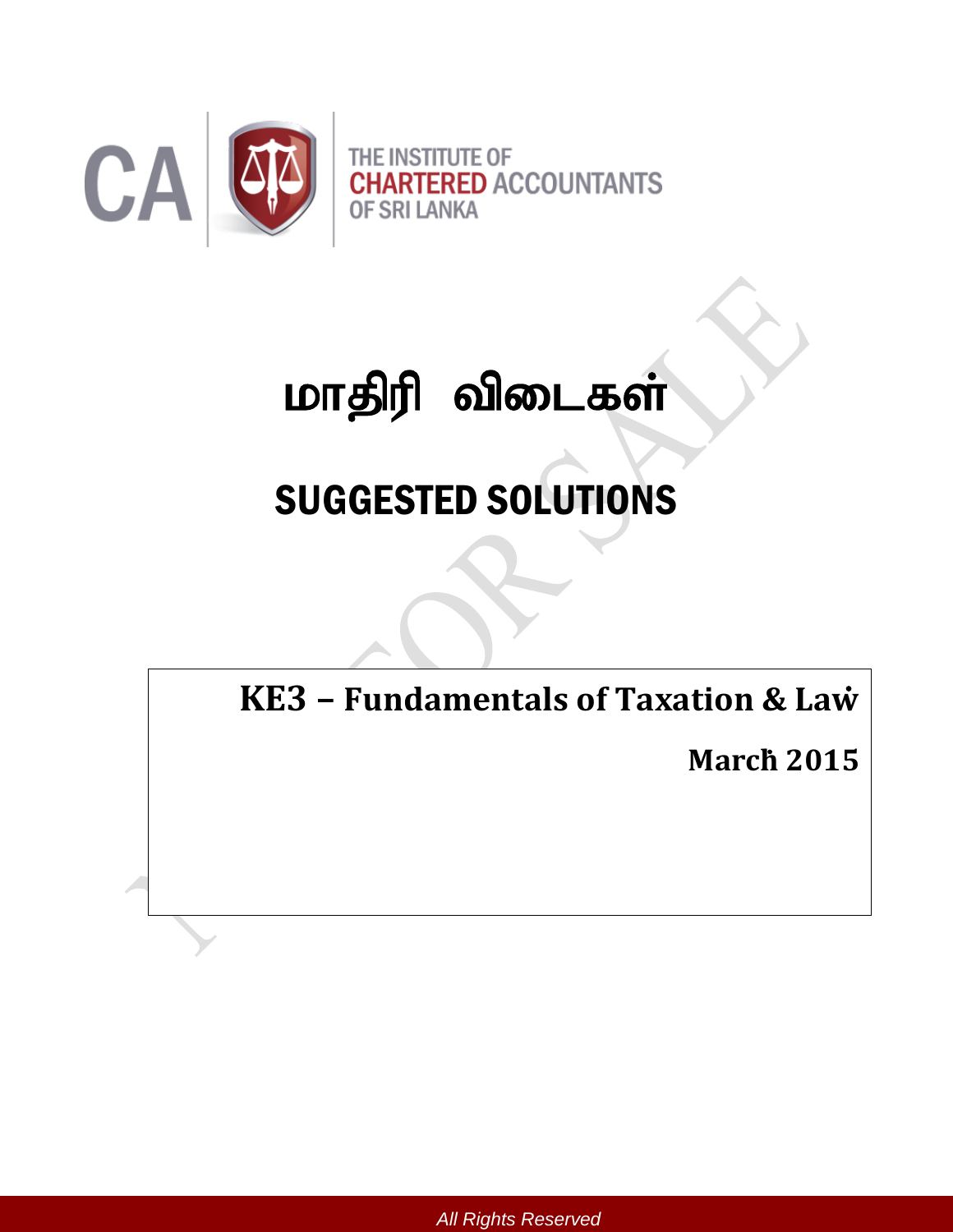THE INSTITUTE OF CHARTERED ACCOUNTANTS OF SRI LANKA

# மாதிரி விடைகள்

# SUGGESTED SOLUTIONS

**KE3 – Fundamentals of Taxation & Law**

**March 2015**

*All Rights Reserved*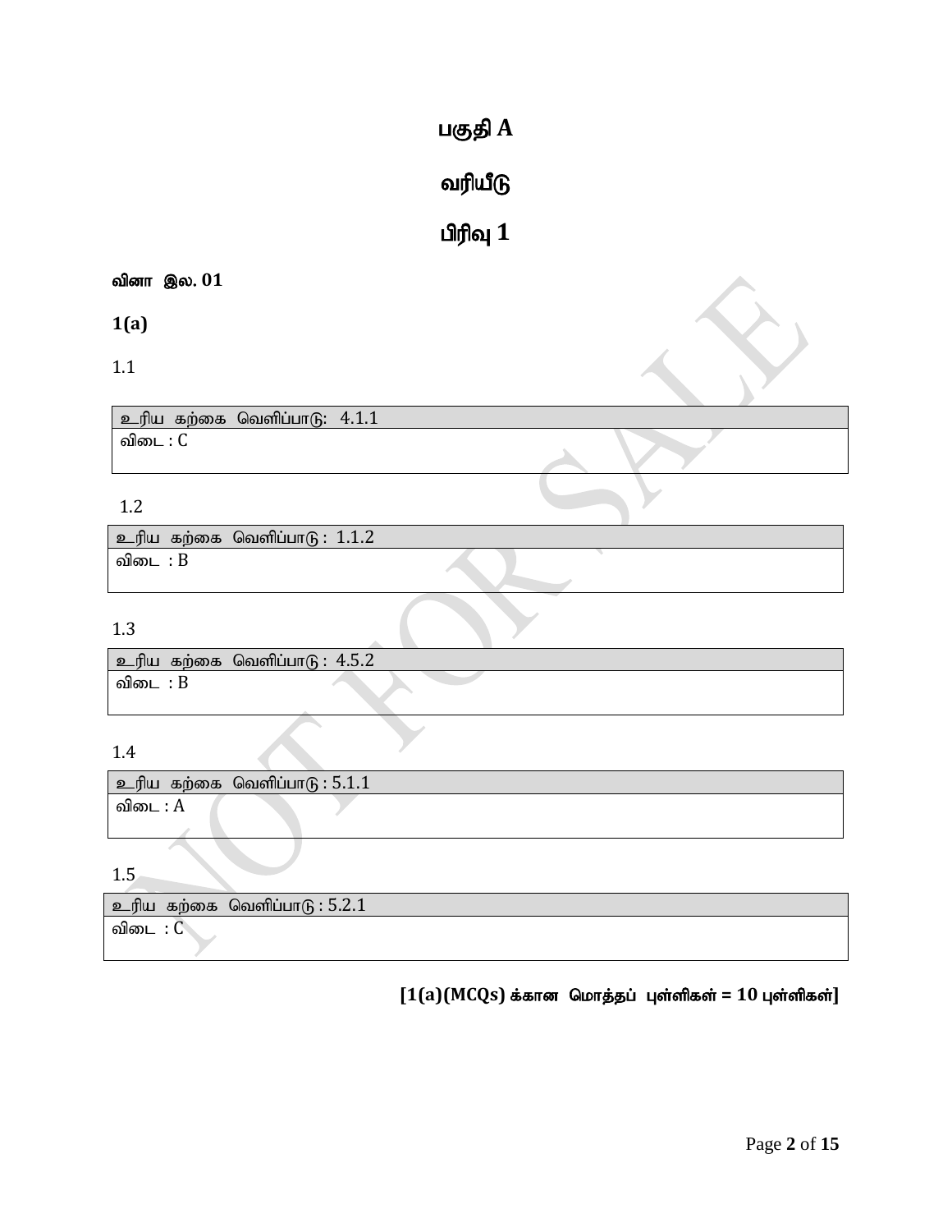# பகுதி A

## வரியீடு

## பிரிவு 1

**வினா இல. 01**

**1(a)**

1.1

| உரிய கற்கை வெளிப்பாடு: 4.1.1 |
|---|
| விடை : C |

1.2

| உரிய கற்கை வெளிப்பாடு : 1.1.2 |
|---|
| விடை : B |

1.3

| உரிய கற்கை வெளிப்பாடு : 4.5.2 |
|---|
| விடை : B |

1.4

| உரிய கற்கை வெளிப்பாடு : 5.1.1 |
|---|
| விடை : A |

1.5

| உரிய கற்கை வெளிப்பாடு : 5.2.1 |
|---|
| விடை : C |

**[1(a)(MCQs) க்கான மொத்தப் புள்ளிகள் = 10 புள்ளிகள்]**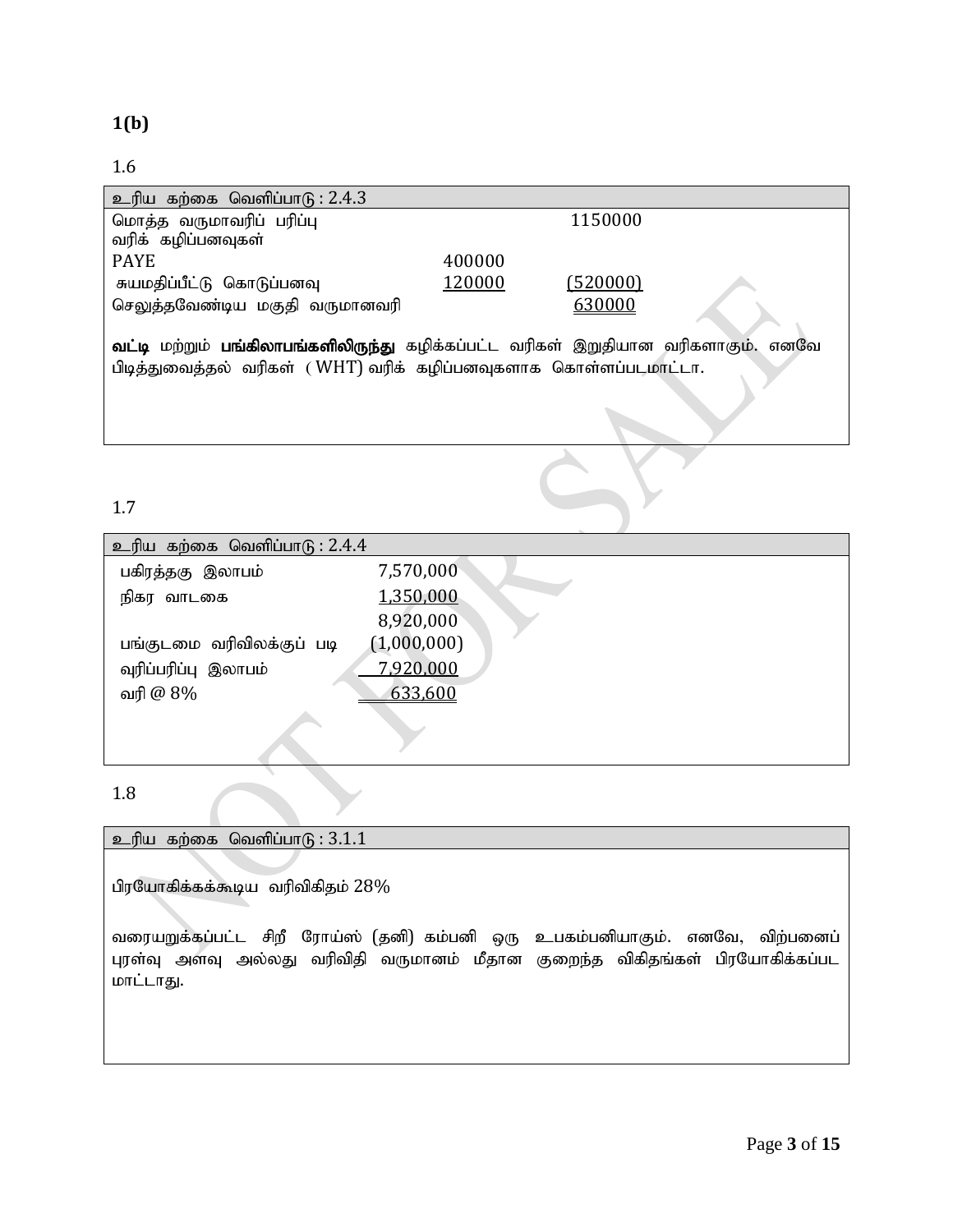**1(b)**

1.6

| உரிய கற்கை வெளிப்பாடு : 2.4.3 | | |
|---|---|---|
| மொத்த வருமானவரிப் பரிப்பு | | 1150000 |
| வரிக் கழிப்பனவுகள் | | |
| PAYE | 400000 | |
| சுயமதிப்பீட்டு கொடுப்பனவு | 120000 | (520000) |
| செலுத்தவேண்டிய மகுதி வருமானவரி | | 630000 |

**வட்டி** மற்றும் **பங்கிலாபங்களிலிருந்து** கழிக்கப்பட்ட வரிகள் இறுதியான வரிகளாகும். எனவே பிடித்துவைத்தல் வரிகள் ( WHT) வரிக் கழிப்பனவுகளாக கொள்ளப்படமாட்டா.

1.7

| உரிய கற்கை வெளிப்பாடு : 2.4.4 | |
|---|---|
| பகிரத்தகு இலாபம் | 7,570,000 |
| நிகர வாடகை | 1,350,000 |
| | 8,920,000 |
| பங்குடமை வரிவிலக்குப் படி | (1,000,000) |
| வுரிப்பரிப்பு இலாபம் | 7,920,000 |
| வரி @ 8% | 633,600 |

1.8

| உரிய கற்கை வெளிப்பாடு : 3.1.1 |
|---|
| பிரயோகிக்கக்கூடிய வரிவிகிதம் 28% |
| வரையறுக்கப்பட்ட சிறீ ரோய்ஸ் (தனி) கம்பனி ஒரு உபகம்பனியாகும். எனவே, விற்பனைப் புரள்வு அளவு அல்லது வரிவிதி வருமானம் மீதான குறைந்த விகிதங்கள் பிரயோகிக்கப்பட மாட்டாது. |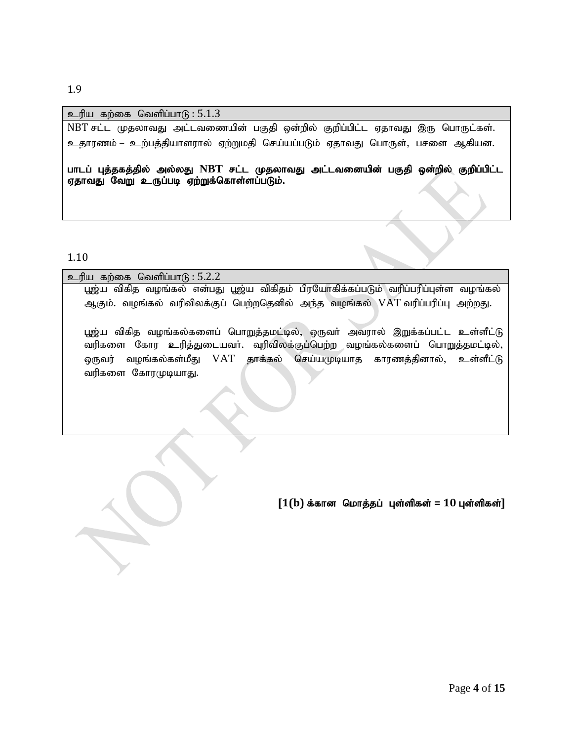1.9

| உரிய கற்கை வெளிப்பாடு : 5.1.3 |
|---|
| NBT சட்ட முதலாவது அட்டவணையின் பகுதி ஒன்றில் குறிப்பிட்ட ஏதாவது இரு பொருட்கள். உதாரணம் – உற்பத்தியாளரால் ஏற்றுமதி செய்யப்படும் ஏதாவது பொருள், பசளை ஆகியன.<br><br>**பாடப் புத்தகத்தில் அல்லது NBT சட்ட முதலாவது அட்டவனையின் பகுதி ஒன்றில் குறிப்பிட்ட ஏதாவது வேறு உருப்படி ஏற்றுக்கொள்ளப்படும்.** |

1.10

| உரிய கற்கை வெளிப்பாடு : 5.2.2 |
|---|
| பூஜ்ய விகித வழங்கல் என்பது பூஜ்ய விகிதம் பிரயோகிக்கப்படும் வரிப்பரிப்புள்ள வழங்கல் ஆகும். வழங்கல் வரிவிலக்குப் பெற்றதெனில் அந்த வழங்கல் VAT வரிப்பரிப்பு அற்றது.<br><br>பூஜ்ய விகித வழங்கல்களைப் பொறுத்தமட்டில், ஒருவர் அவரால் இறுக்கப்பட்ட உள்ளீட்டு வரிகளை கோர உரித்துடையவர். வுரிவிலக்குப்பெற்ற வழங்கல்களைப் பொறுத்தமட்டில், ஒருவர் வழங்கல்கள்மீது VAT தாக்கல் செய்யமுடியாத காரணத்தினால், உள்ளீட்டு வரிகளை கோரமுடியாது. |

**[1(b) க்கான மொத்தப் புள்ளிகள் = 10 புள்ளிகள்]**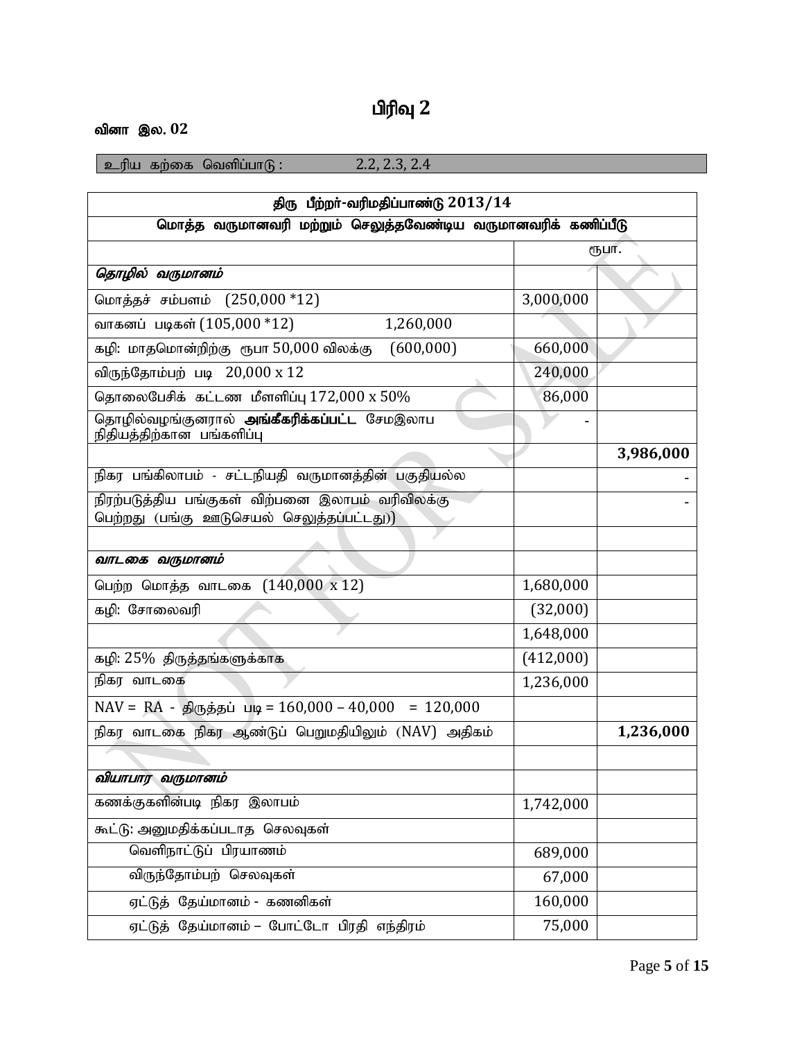# பிரிவு 2

**வினா இல. 02**

| உரிய கற்கை வெளிப்பாடு : 2.2, 2.3, 2.4 |
|---|

| திரு பீற்றர்-வரிமதிப்பாண்டு 2013/14 | | |
|---|---|---|
| **மொத்த வருமானவரி மற்றும் செலுத்தவேண்டிய வருமானவரிக் கணிப்பீடு** | | |
| | ரூபா. | |
| ***தொழில் வருமானம்*** | | |
| மொத்தச் சம்பளம் (250,000 *12) | 3,000,000 | |
| வாகனப் படிகள் (105,000 *12) 1,260,000 | | |
| கழி: மாதமொன்றிற்கு ரூபா 50,000 விலக்கு (600,000) | 660,000 | |
| விருந்தோம்பற் படி 20,000 x 12 | 240,000 | |
| தொலைபேசிக் கட்டண மீளளிப்பு 172,000 x 50% | 86,000 | |
| தொழில்வழங்குனரால் **அங்கீகரிக்கப்பட்ட** சேமஇலாப நிதியத்திற்கான பங்களிப்பு | - | |
| | | **3,986,000** |
| நிகர பங்கிலாபம் - சட்டநியதி வருமானத்தின் பகுதியல்ல | | - |
| நிரற்படுத்திய பங்குகள் விற்பனை இலாபம் வரிவிலக்கு பெற்றது (பங்கு ஊடுசெயல் செலுத்தப்பட்டது)) | | - |
| | | |
| ***வாடகை வருமானம்*** | | |
| பெற்ற மொத்த வாடகை (140,000 x 12) | 1,680,000 | |
| கழி: சோலைவரி | (32,000) | |
| | 1,648,000 | |
| கழி: 25% திருத்தங்களுக்காக | (412,000) | |
| நிகர வாடகை | 1,236,000 | |
| NAV = RA - திருத்தப் படி = 160,000 – 40,000 = 120,000 | | |
| நிகர வாடகை நிகர ஆண்டுப் பெறுமதியிலும் (NAV) அதிகம் | | **1,236,000** |
| | | |
| ***வியாபார வருமானம்*** | | |
| கணக்குகளின்படி நிகர இலாபம் | 1,742,000 | |
| கூட்டு: அனுமதிக்கப்படாத செலவுகள் | | |
| வெளிநாட்டுப் பிரயாணம் | 689,000 | |
| விருந்தோம்பற் செலவுகள் | 67,000 | |
| ஏட்டுத் தேய்மானம் - கணனிகள் | 160,000 | |
| ஏட்டுத் தேய்மானம் – போட்டோ பிரதி எந்திரம் | 75,000 | |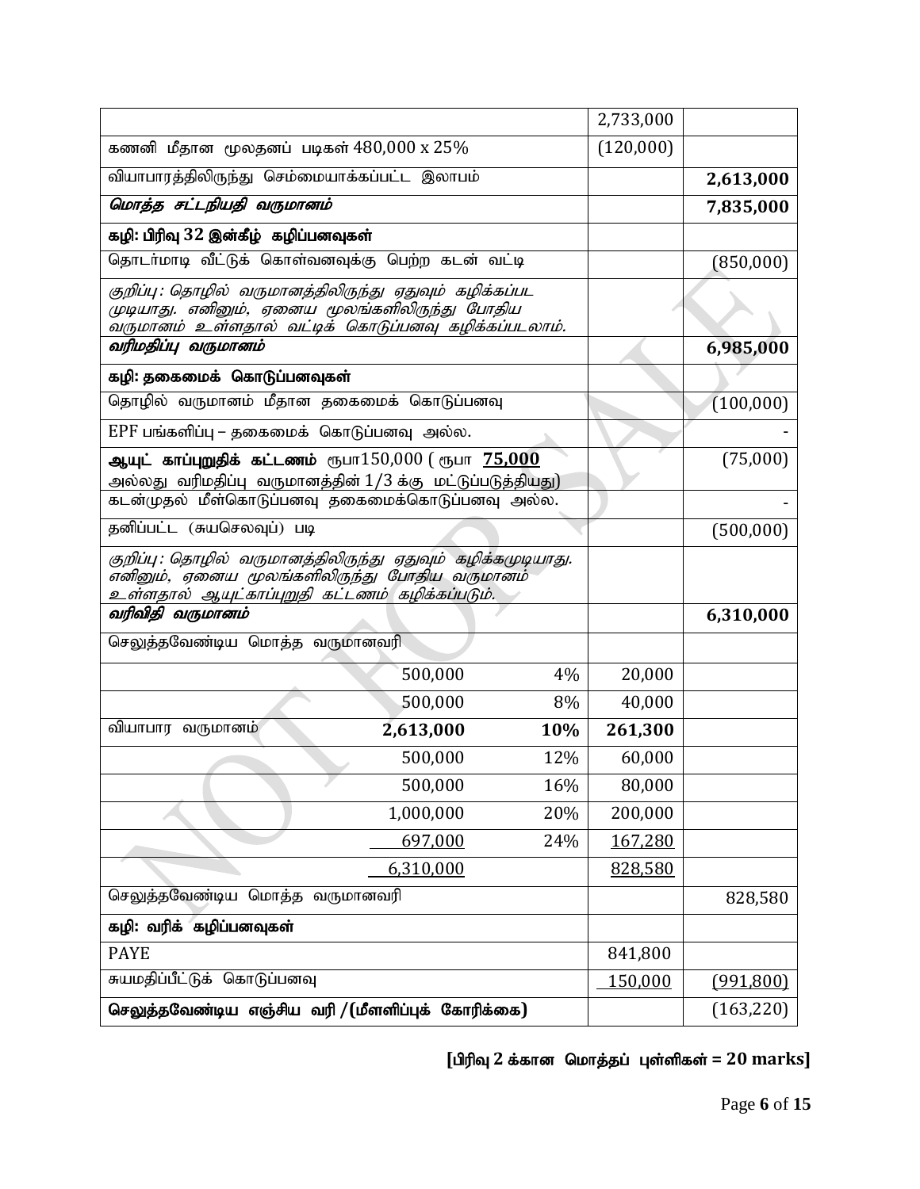| | | | |
|---|---|---|---|
| | | 2,733,000 | |
| கணனி மீதான மூலதனப் படிகள் 480,000 x 25% | | (120,000) | |
| வியாபாரத்திலிருந்து செம்மையாக்கப்பட்ட இலாபம் | | | **2,613,000** |
| ***மொத்த சட்டநியதி வருமானம்*** | | | **7,835,000** |
| **கழி: பிரிவு 32 இன்கீழ் கழிப்பனவுகள்** | | | |
| தொடர்மாடி வீட்டுக் கொள்வனவுக்கு பெற்ற கடன் வட்டி | | | (850,000) |
| *குறிப்பு: தொழில் வருமானத்திலிருந்து ஏதுவும் கழிக்கப்பட முடியாது. எனினும், ஏனைய மூலங்களிலிருந்து போதிய வருமானம் உள்ளதால் வட்டிக் கொடுப்பனவு கழிக்கப்படலாம்.* | | | |
| ***வரிமதிப்பு வருமானம்*** | | | **6,985,000** |
| **கழி: தகைமைக் கொடுப்பனவுகள்** | | | |
| தொழில் வருமானம் மீதான தகைமைக் கொடுப்பனவு | | | (100,000) |
| EPF பங்களிப்பு – தகைமைக் கொடுப்பனவு அல்ல. | | | - |
| **ஆயுட் காப்புறுதிக் கட்டணம்** ரூபா150,000 ( ரூபா **75,000** அல்லது வரிமதிப்பு வருமானத்தின் 1/3 க்கு மட்டுப்படுத்தியது) | | | (75,000) |
| கடன்முதல் மீள்கொடுப்பனவு தகைமைக்கொடுப்பனவு அல்ல. | | | - |
| தனிப்பட்ட (சுயசெலவுப்) படி | | | (500,000) |
| *குறிப்பு: தொழில் வருமானத்திலிருந்து ஏதுவும் கழிக்கமுடியாது. எனினும், ஏனைய மூலங்களிலிருந்து போதிய வருமானம் உள்ளதால் ஆயுட்காப்புறுதி கட்டணம் கழிக்கப்படும்.* | | | |
| ***வரிவிதி வருமானம்*** | | | **6,310,000** |
| செலுத்தவேண்டிய மொத்த வருமானவரி | | | |
| 500,000 | 4% | 20,000 | |
| 500,000 | 8% | 40,000 | |
| வியாபார வருமானம் **2,613,000** | **10%** | **261,300** | |
| 500,000 | 12% | 60,000 | |
| 500,000 | 16% | 80,000 | |
| 1,000,000 | 20% | 200,000 | |
| 697,000 | 24% | 167,280 | |
| 6,310,000 | | 828,580 | |
| செலுத்தவேண்டிய மொத்த வருமானவரி | | | 828,580 |
| **கழி: வரிக் கழிப்பனவுகள்** | | | |
| PAYE | | 841,800 | |
| சுயமதிப்பீட்டுக் கொடுப்பனவு | | 150,000 | (991,800) |
| **செலுத்தவேண்டிய எஞ்சிய வரி /(மீளளிப்புக் கோரிக்கை)** | | | (163,220) |

**[பிரிவு 2 க்கான மொத்தப் புள்ளிகள் = 20 marks]**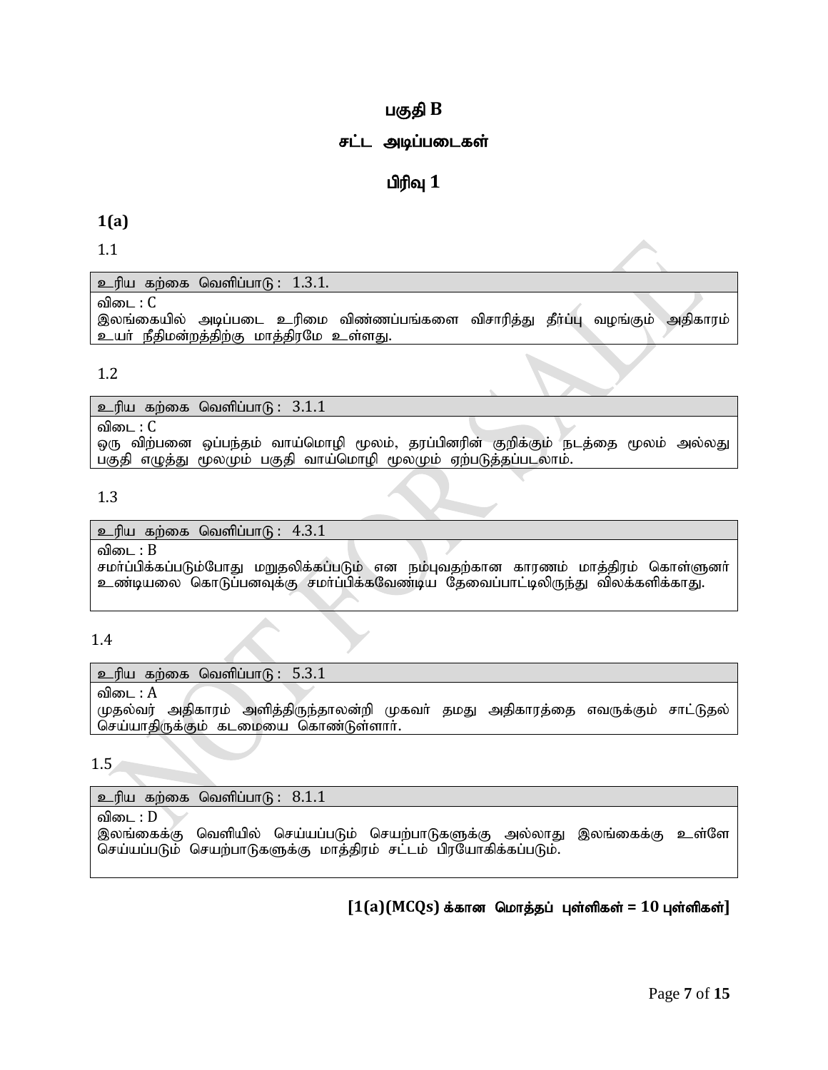## பகுதி B

## சட்ட அடிப்படைகள்

## பிரிவு 1

**1(a)**

1.1

| உரிய கற்கை வெளிப்பாடு : 1.3.1. |
|---|
| விடை : C<br>இலங்கையில் அடிப்படை உரிமை விண்ணப்பங்களை விசாரித்து தீர்ப்பு வழங்கும் அதிகாரம் உயர் நீதிமன்றத்திற்கு மாத்திரமே உள்ளது. |

1.2

| உரிய கற்கை வெளிப்பாடு : 3.1.1 |
|---|
| விடை : C<br>ஒரு விற்பனை ஒப்பந்தம் வாய்மொழி மூலம், தரப்பினரின் குறிக்கும் நடத்தை மூலம் அல்லது பகுதி எழுத்து மூலமும் பகுதி வாய்மொழி மூலமும் ஏற்படுத்தப்படலாம். |

1.3

| உரிய கற்கை வெளிப்பாடு : 4.3.1 |
|---|
| விடை : B<br>சமர்ப்பிக்கப்படும்போது மறுதலிக்கப்படும் என நம்புவதற்கான காரணம் மாத்திரம் கொள்ளுனர் உண்டியலை கொடுப்பனவுக்கு சமர்ப்பிக்கவேண்டிய தேவைப்பாட்டிலிருந்து விலக்களிக்காது. |

1.4

| உரிய கற்கை வெளிப்பாடு : 5.3.1 |
|---|
| விடை : A<br>முதல்வர் அதிகாரம் அளித்திருந்தாலன்றி முகவர் தமது அதிகாரத்தை எவருக்கும் சாட்டுதல் செய்யாதிருக்கும் கடமையை கொண்டுள்ளார். |

1.5

| உரிய கற்கை வெளிப்பாடு : 8.1.1 |
|---|
| விடை : D<br>இலங்கைக்கு வெளியில் செய்யப்படும் செயற்பாடுகளுக்கு அல்லாது இலங்கைக்கு உள்ளே செய்யப்படும் செயற்பாடுகளுக்கு மாத்திரம் சட்டம் பிரயோகிக்கப்படும். |

**[1(a)(MCQs) க்கான மொத்தப் புள்ளிகள் = 10 புள்ளிகள்]**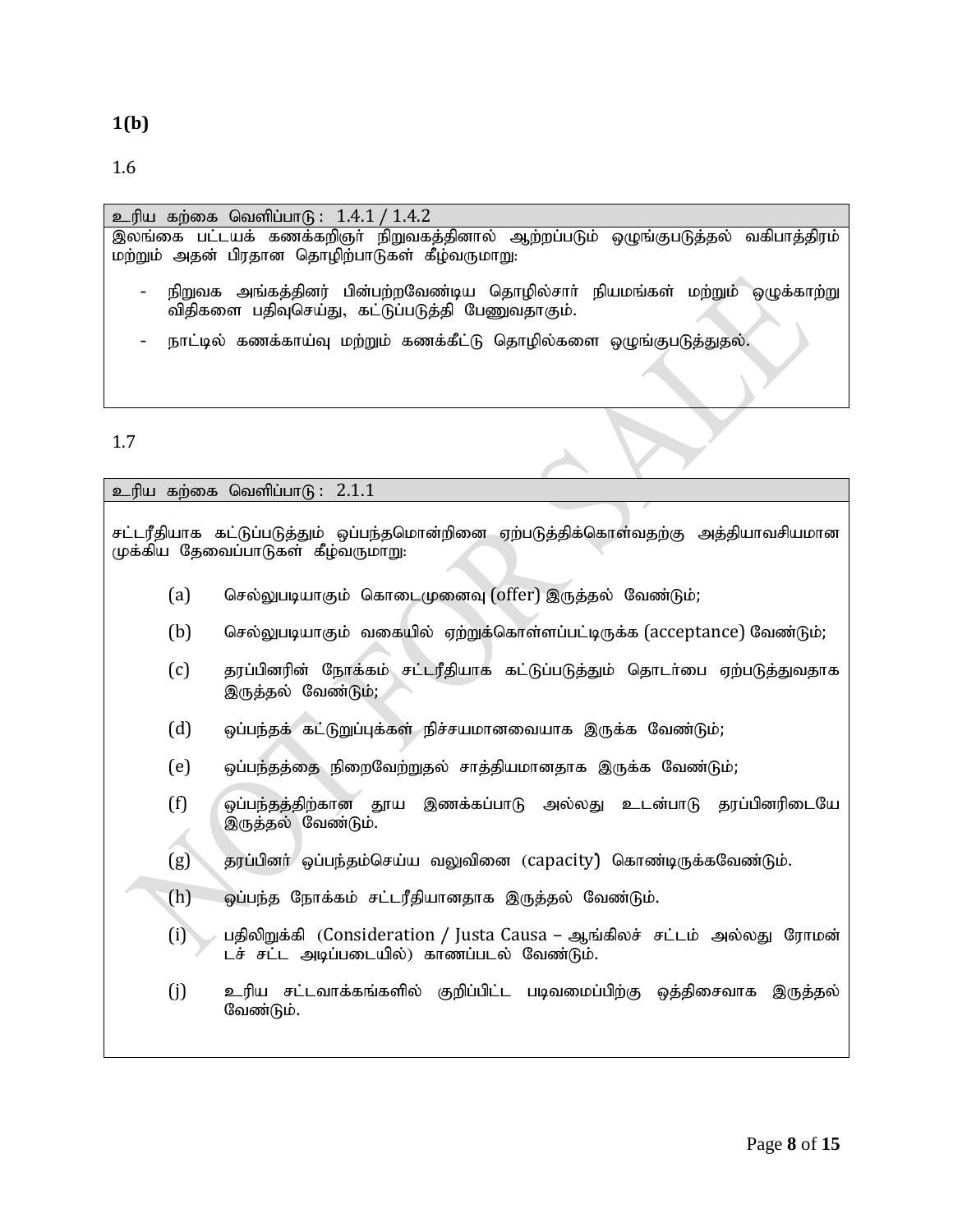**1(b)**

1.6

| உரிய கற்கை வெளிப்பாடு : 1.4.1 / 1.4.2 |
|---|
| இலங்கை பட்டயக் கணக்கறிஞர் நிறுவகத்தினால் ஆற்றப்படும் ஒழுங்குபடுத்தல் வகிபாத்திரம் மற்றும் அதன் பிரதான தொழிற்பாடுகள் கீழ்வருமாறு:<br><br>- நிறுவக அங்கத்தினர் பின்பற்றவேண்டிய தொழில்சார் நியமங்கள் மற்றும் ஒழுக்காற்று விதிகளை பதிவுசெய்து, கட்டுப்படுத்தி பேணுவதாகும்.<br>- நாட்டில் கணக்காய்வு மற்றும் கணக்கீட்டு தொழில்களை ஒழுங்குபடுத்துதல். |

1.7

| உரிய கற்கை வெளிப்பாடு : 2.1.1 |
|---|
| சட்டரீதியாக கட்டுப்படுத்தும் ஒப்பந்தமொன்றினை ஏற்படுத்திக்கொள்வதற்கு அத்தியாவசியமான முக்கிய தேவைப்பாடுகள் கீழ்வருமாறு:<br><br>(a) செல்லுபடியாகும் கொடைமுனைவு (offer) இருத்தல் வேண்டும்;<br>(b) செல்லுபடியாகும் வகையில் ஏற்றுக்கொள்ளப்பட்டிருக்க (acceptance) வேண்டும்;<br>(c) தரப்பினரின் நோக்கம் சட்டரீதியாக கட்டுப்படுத்தும் தொடர்பை ஏற்படுத்துவதாக இருத்தல் வேண்டும்;<br>(d) ஒப்பந்தக் கட்டுறுப்புக்கள் நிச்சயமானவையாக இருக்க வேண்டும்;<br>(e) ஒப்பந்தத்தை நிறைவேற்றுதல் சாத்தியமானதாக இருக்க வேண்டும்;<br>(f) ஒப்பந்தத்திற்கான தூய இணக்கப்பாடு அல்லது உடன்பாடு தரப்பினரிடையே இருத்தல் வேண்டும்.<br>(g) தரப்பினர் ஒப்பந்தம்செய்ய வலுவினை (capacity) கொண்டிருக்கவேண்டும்.<br>(h) ஒப்பந்த நோக்கம் சட்டரீதியானதாக இருத்தல் வேண்டும்.<br>(i) பதிலிறுக்கி (Consideration / Justa Causa – ஆங்கிலச் சட்டம் அல்லது ரோமன் டச் சட்ட அடிப்படையில்) காணப்படல் வேண்டும்.<br>(j) உரிய சட்டவாக்கங்களில் குறிப்பிட்ட படிவமைப்பிற்கு ஒத்திசைவாக இருத்தல் வேண்டும். |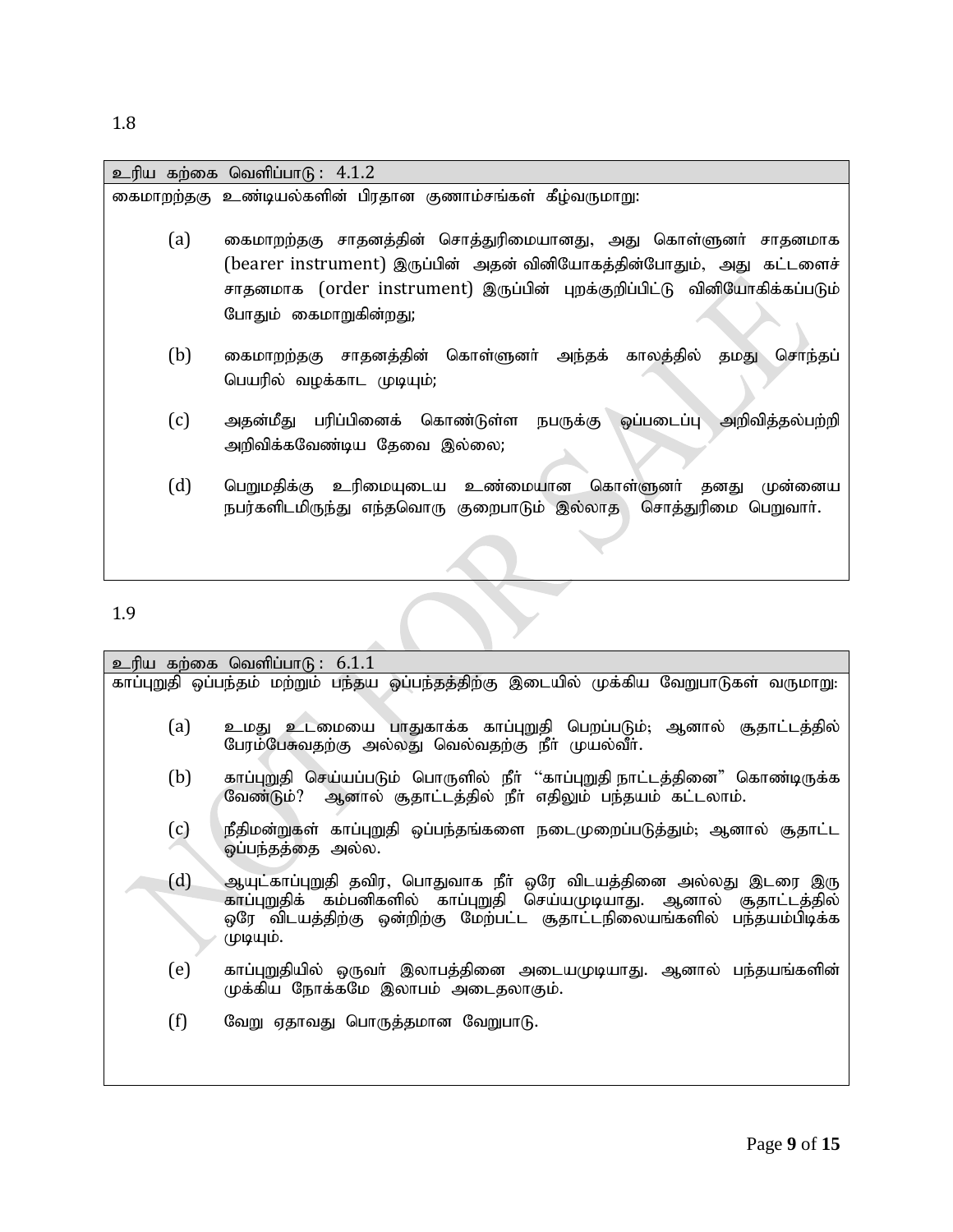1.8

| உரிய கற்கை வெளிப்பாடு : 4.1.2 |
|---|
| கைமாற்றத்தகு உண்டியல்களின் பிரதான குணாம்சங்கள் கீழ்வருமாறு: |

(a) கைமாற்றத்தகு சாதனத்தின் சொத்துரிமையானது, அது கொள்ளுனர் சாதனமாக (bearer instrument) இருப்பின் அதன் வினியோகத்தின்போதும், அது கட்டளைச் சாதனமாக (order instrument) இருப்பின் புறக்குறிப்பிட்டு வினியோகிக்கப்படும் போதும் கைமாறுகின்றது;

(b) கைமாற்றத்தகு சாதனத்தின் கொள்ளுனர் அந்தக் காலத்தில் தமது சொந்தப் பெயரில் வழக்காட முடியும்;

(c) அதன்மீது பரிப்பினைக் கொண்டுள்ள நபருக்கு ஒப்படைப்பு அறிவித்தல்பற்றி அறிவிக்கவேண்டிய தேவை இல்லை;

(d) பெறுமதிக்கு உரிமையுடைய உண்மையான கொள்ளுனர் தனது முன்னைய நபர்களிடமிருந்து எந்தவொரு குறைபாடும் இல்லாத சொத்துரிமை பெறுவார்.

1.9

| உரிய கற்கை வெளிப்பாடு : 6.1.1 |
|---|
| காப்புறுதி ஒப்பந்தம் மற்றும் பந்தய ஒப்பந்தத்திற்கு இடையில் முக்கிய வேறுபாடுகள் வருமாறு: |

(a) உமது உடமையை பாதுகாக்க காப்புறுதி பெறப்படும்; ஆனால் சூதாட்டத்தில் பேரம்பேசுவதற்கு அல்லது வெல்வதற்கு நீர் முயல்வீர்.

(b) காப்புறுதி செய்யப்படும் பொருளில் நீர் "காப்புறுதி நாட்டத்தினை" கொண்டிருக்க வேண்டும்? ஆனால் சூதாட்டத்தில் நீர் எதிலும் பந்தயம் கட்டலாம்.

(c) நீதிமன்றுகள் காப்புறுதி ஒப்பந்தங்களை நடைமுறைப்படுத்தும்; ஆனால் சூதாட்ட ஒப்பந்தத்தை அல்ல.

(d) ஆயுட்காப்புறுதி தவிர, பொதுவாக நீர் ஒரே விடயத்தினை அல்லது இடரை இரு காப்புறுதிக் கம்பனிகளில் காப்புறுதி செய்யமுடியாது. ஆனால் சூதாட்டத்தில் ஒரே விடயத்திற்கு ஒன்றிற்கு மேற்பட்ட சூதாட்டநிலையங்களில் பந்தயம்பிடிக்க முடியும்.

(e) காப்புறுதியில் ஒருவர் இலாபத்தினை அடையமுடியாது. ஆனால் பந்தயங்களின் முக்கிய நோக்கமே இலாபம் அடைதலாகும்.

(f) வேறு ஏதாவது பொருத்தமான வேறுபாடு.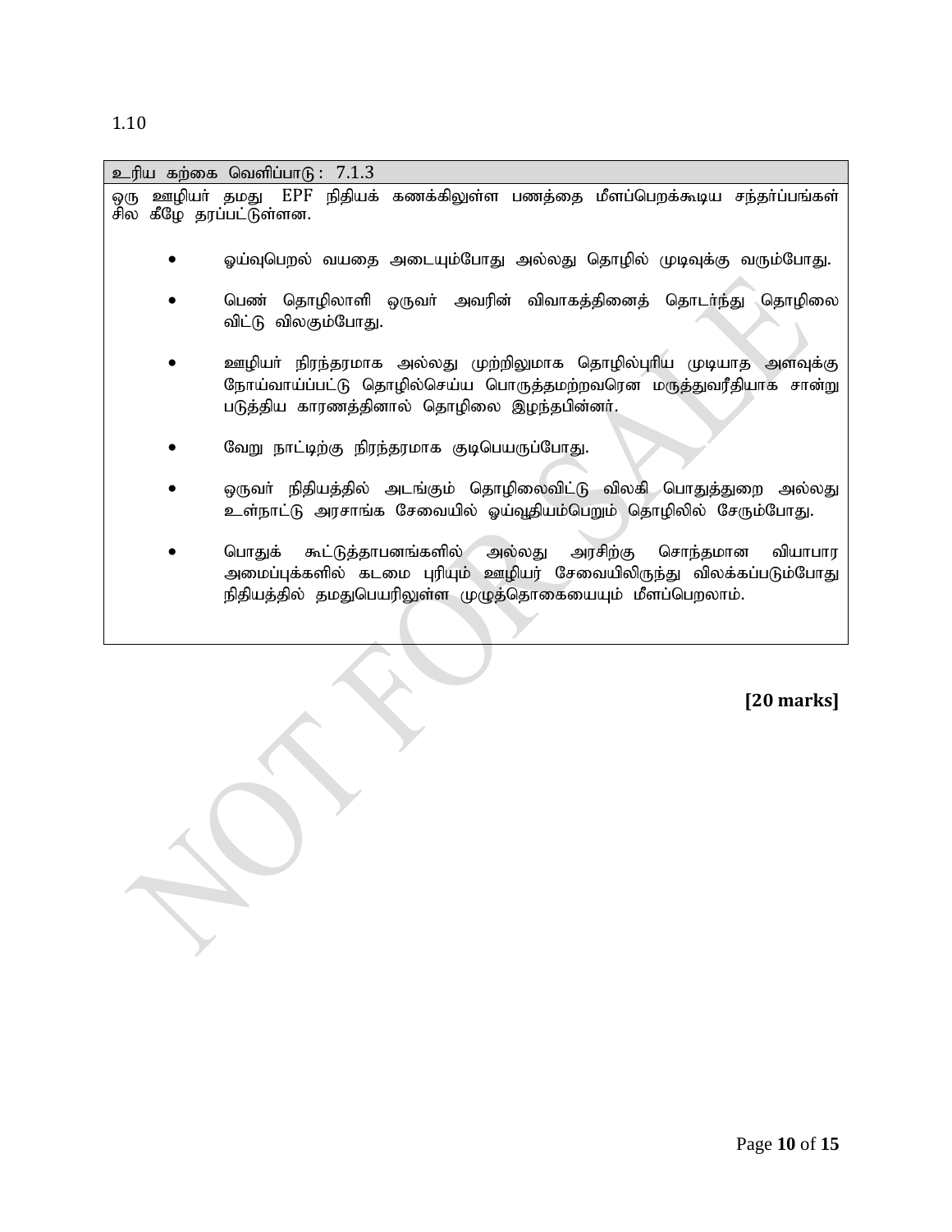1.10

| உரிய கற்கை வெளிப்பாடு : 7.1.3 |
|---|
| ஒரு ஊழியர் தமது EPF நிதியக் கணக்கிலுள்ள பணத்தை மீளப்பெறக்கூடிய சந்தர்ப்பங்கள் சில கீழே தரப்பட்டுள்ளன.<br><br>• ஓய்வுபெறல் வயதை அடையும்போது அல்லது தொழில் முடிவுக்கு வரும்போது.<br><br>• பெண் தொழிலாளி ஒருவர் அவரின் விவாகத்தினைத் தொடர்ந்து தொழிலை விட்டு விலகும்போது.<br><br>• ஊழியர் நிரந்தரமாக அல்லது முற்றிலுமாக தொழில்புரிய முடியாத அளவுக்கு நோய்வாய்ப்பட்டு தொழில்செய்ய பொருத்தமற்றவரென மருத்துவரீதியாக சான்று படுத்திய காரணத்தினால் தொழிலை இழந்தபின்னர்.<br><br>• வேறு நாட்டிற்கு நிரந்தரமாக குடிபெயரும்போது.<br><br>• ஒருவர் நிதியத்தில் அடங்கும் தொழிலைவிட்டு விலகி பொதுத்துறை அல்லது உள்நாட்டு அரசாங்க சேவையில் ஓய்வூதியம்பெறும் தொழிலில் சேரும்போது.<br><br>• பொதுக் கூட்டுத்தாபனங்களில் அல்லது அரசிற்கு சொந்தமான வியாபார அமைப்புக்களில் கடமை புரியும் ஊழியர் சேவையிலிருந்து விலக்கப்படும்போது நிதியத்தில் தமதுபெயரிலுள்ள முழுத்தொகையையும் மீளப்பெறலாம். |

**[20 marks]**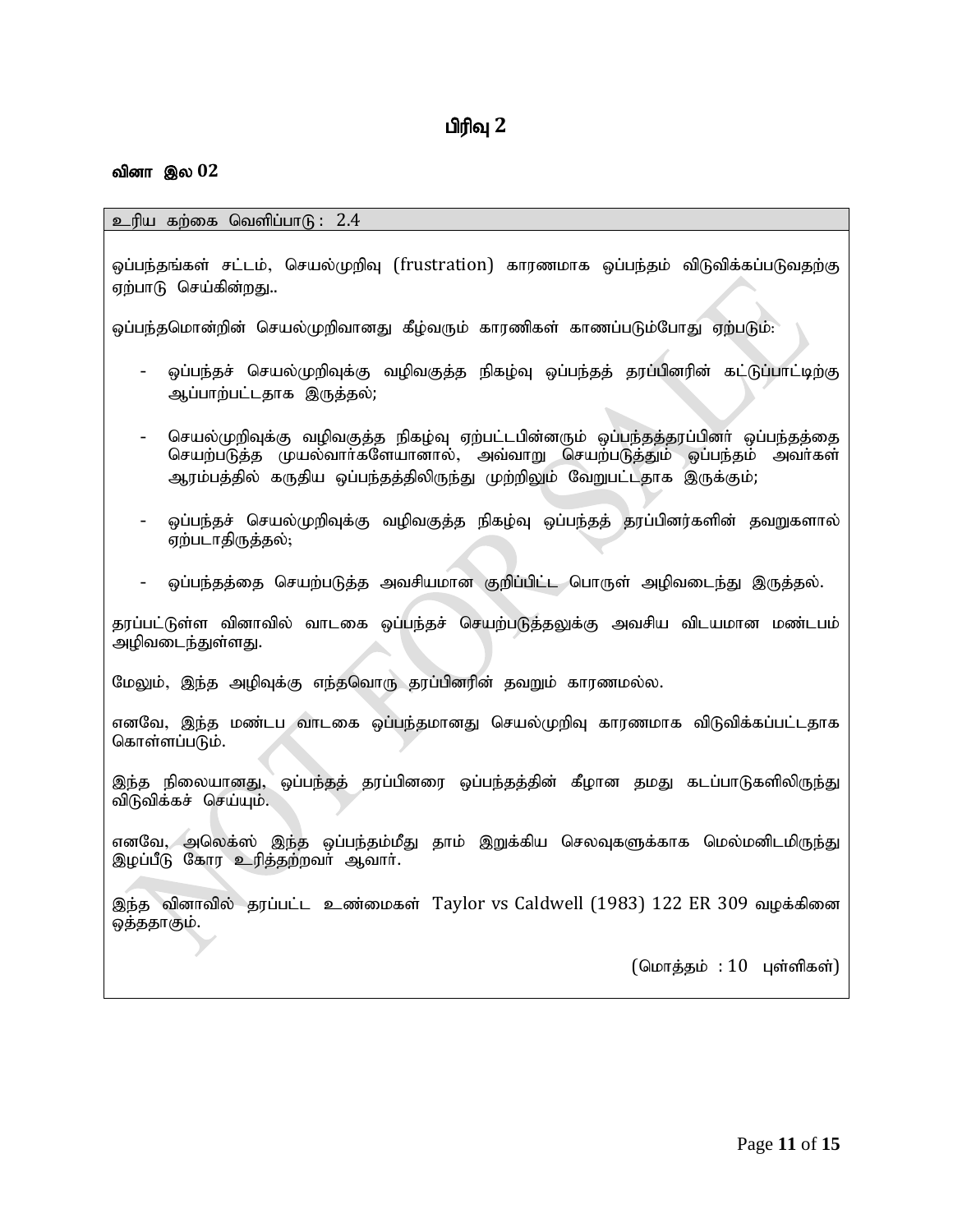## பிரிவு 2

**வினா இல 02**

| உரிய கற்கை வெளிப்பாடு : 2.4 |
|---|

ஒப்பந்தங்கள் சட்டம், செயல்முறிவு (frustration) காரணமாக ஒப்பந்தம் விடுவிக்கப்படுவதற்கு ஏற்பாடு செய்கின்றது..

ஒப்பந்தமொன்றின் செயல்முறிவானது கீழ்வரும் காரணிகள் காணப்படும்போது ஏற்படும்:

- ஒப்பந்தச் செயல்முறிவுக்கு வழிவகுத்த நிகழ்வு ஒப்பந்தத் தரப்பினரின் கட்டுப்பாட்டிற்கு ஆப்பாற்பட்டதாக இருத்தல்;

- செயல்முறிவுக்கு வழிவகுத்த நிகழ்வு ஏற்பட்டபின்னரும் ஒப்பந்தத்தரப்பினர் ஒப்பந்தத்தை செயற்படுத்த முயல்வார்களேயானால், அவ்வாறு செயற்படுத்தும் ஒப்பந்தம் அவர்கள் ஆரம்பத்தில் கருதிய ஒப்பந்தத்திலிருந்து முற்றிலும் வேறுபட்டதாக இருக்கும்;

- ஒப்பந்தச் செயல்முறிவுக்கு வழிவகுத்த நிகழ்வு ஒப்பந்தத் தரப்பினர்களின் தவறுகளால் ஏற்படாதிருத்தல்;

- ஒப்பந்தத்தை செயற்படுத்த அவசியமான குறிப்பிட்ட பொருள் அழிவடைந்து இருத்தல்.

தரப்பட்டுள்ள வினாவில் வாடகை ஒப்பந்தச் செயற்படுத்தலுக்கு அவசிய விடயமான மண்டபம் அழிவடைந்துள்ளது.

மேலும், இந்த அழிவுக்கு எந்தவொரு தரப்பினரின் தவறும் காரணமல்ல.

எனவே, இந்த மண்டப வாடகை ஒப்பந்தமானது செயல்முறிவு காரணமாக விடுவிக்கப்பட்டதாக கொள்ளப்படும்.

இந்த நிலையானது, ஒப்பந்தத் தரப்பினரை ஒப்பந்தத்தின் கீழான தமது கடப்பாடுகளிலிருந்து விடுவிக்கச் செய்யும்.

எனவே, அலெக்ஸ் இந்த ஒப்பந்தம்மீது தாம் இறுக்கிய செலவுகளுக்காக மெல்மனிடமிருந்து இழப்பீடு கோர உரித்தற்றவர் ஆவார்.

இந்த வினாவில் தரப்பட்ட உண்மைகள் Taylor vs Caldwell (1983) 122 ER 309 வழக்கினை ஒத்ததாகும்.

(மொத்தம் : 10 புள்ளிகள்)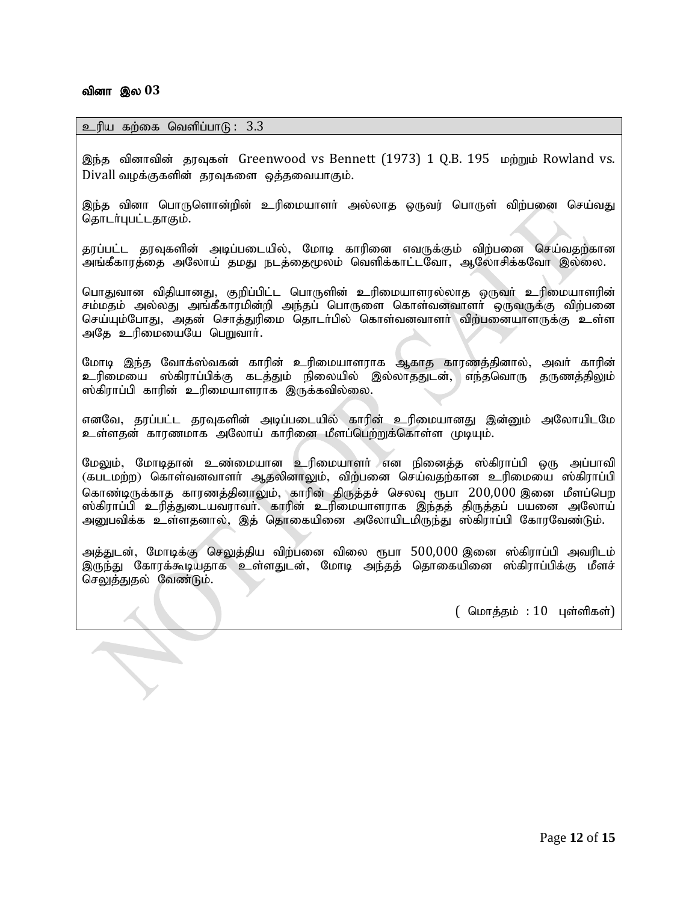**வினா இல 03**

உரிய கற்கை வெளிப்பாடு : 3.3

இந்த வினாவின் தரவுகள் Greenwood vs Bennett (1973) 1 Q.B. 195 மற்றும் Rowland vs. Divall வழக்குகளின் தரவுகளை ஒத்தவையாகும்.

இந்த வினா பொருளொன்றின் உரிமையாளர் அல்லாத ஒருவர் பொருள் விற்பனை செய்வது தொடர்புபட்டதாகும்.

தரப்பட்ட தரவுகளின் அடிப்படையில், மோடி காரினை எவருக்கும் விற்பனை செய்வதற்கான அங்கீகாரத்தை அலோய் தமது நடத்தைமூலம் வெளிக்காட்டவோ, ஆலோசிக்கவோ இல்லை.

பொதுவான விதியானது, குறிப்பிட்ட பொருளின் உரிமையாளரல்லாத ஒருவர் உரிமையாளரின் சம்மதம் அல்லது அங்கீகாரமின்றி அந்தப் பொருளை கொள்வனவாளர் ஒருவருக்கு விற்பனை செய்யும்போது, அதன் சொத்துரிமை தொடர்பில் கொள்வனவாளர் விற்பனையாளருக்கு உள்ள அதே உரிமையையே பெறுவார்.

மோடி இந்த வோக்ஸ்வகன் காரின் உரிமையாளராக ஆகாத காரணத்தினால், அவர் காரின் உரிமையை ஸ்கிராப்பிக்கு கடத்தும் நிலையில் இல்லாததுடன், எந்தவொரு தருணத்திலும் ஸ்கிராப்பி காரின் உரிமையாளராக இருக்கவில்லை.

எனவே, தரப்பட்ட தரவுகளின் அடிப்படையில் காரின் உரிமையானது இன்னும் அலோயிடமே உள்ளதன் காரணமாக அலோய் காரினை மீளப்பெற்றுக்கொள்ள முடியும்.

மேலும், மோடிதான் உண்மையான உரிமையாளர் என நினைத்த ஸ்கிராப்பி ஒரு அப்பாவி (கபடமற்ற) கொள்வனவாளர் ஆதலினாலும், விற்பனை செய்வதற்கான உரிமையை ஸ்கிராப்பி கொண்டிருக்காத காரணத்தினாலும், காரின் திருத்தச் செலவு ரூபா 200,000 இனை மீளப்பெற ஸ்கிராப்பி உரித்துடையவராவர். காரின் உரிமையாளராக இந்தத் திருத்தப் பயனை அலோய் அனுபவிக்க உள்ளதனால், இத் தொகையினை அலோயிடமிருந்து ஸ்கிராப்பி கோரவேண்டும்.

அத்துடன், மோடிக்கு செலுத்திய விற்பனை விலை ரூபா 500,000 இனை ஸ்கிராப்பி அவரிடம் இருந்து கோரக்கூடியதாக உள்ளதுடன், மோடி அந்தத் தொகையினை ஸ்கிராப்பிக்கு மீளச் செலுத்துதல் வேண்டும்.

( மொத்தம் : 10 புள்ளிகள்)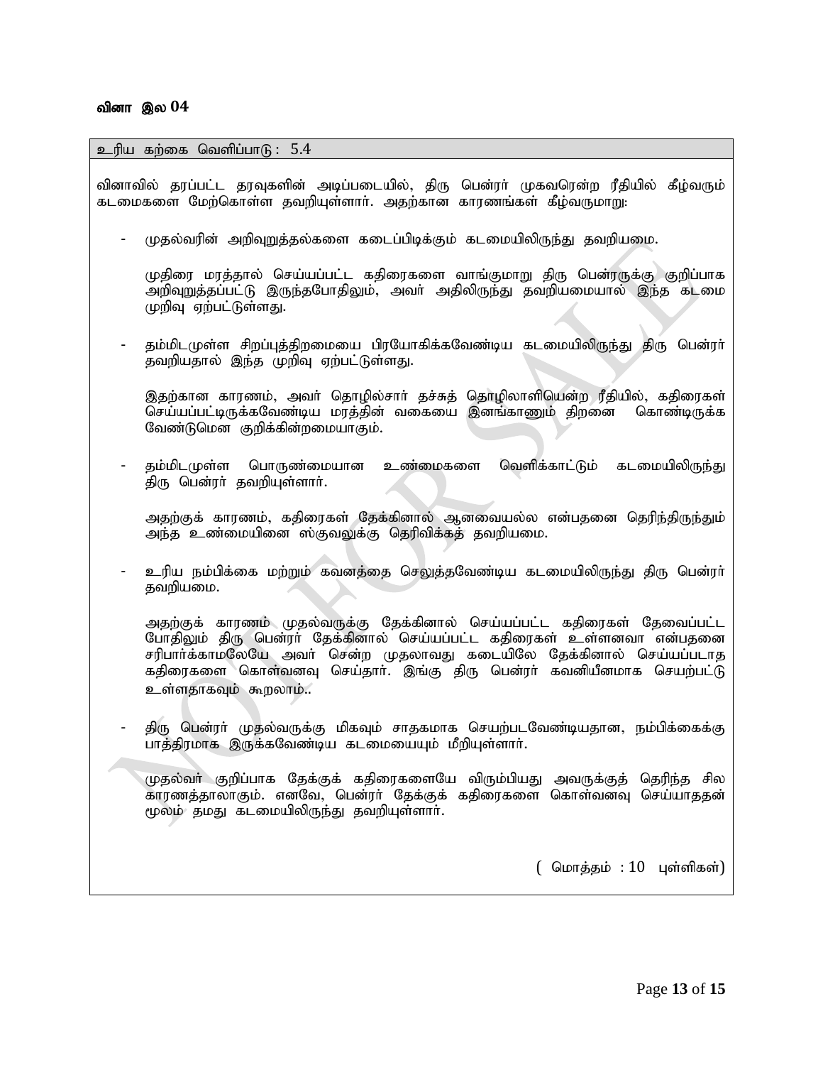**வினா இல 04**

உரிய கற்கை வெளிப்பாடு : 5.4

வினாவில் தரப்பட்ட தரவுகளின் அடிப்படையில், திரு பென்ரர் முகவரென்ற ரீதியில் கீழ்வரும் கடமைகளை மேற்கொள்ள தவறியுள்ளார். அதற்கான காரணங்கள் கீழ்வருமாறு:

- முதல்வரின் அறிவுறுத்தல்களை கடைப்பிடிக்கும் கடமையிலிருந்து தவறியமை.

  முதிரை மரத்தால் செய்யப்பட்ட கதிரைகளை வாங்குமாறு திரு பென்ரருக்கு குறிப்பாக அறிவுறுத்தப்பட்டு இருந்தபோதிலும், அவர் அதிலிருந்து தவறியமையால் இந்த கடமை முறிவு ஏற்பட்டுள்ளது.

- தம்மிடமுள்ள சிறப்புத்திறமையை பிரயோகிக்கவேண்டிய கடமையிலிருந்து திரு பென்ரர் தவறியதால் இந்த முறிவு ஏற்பட்டுள்ளது.

  இதற்கான காரணம், அவர் தொழில்சார் தச்சுத் தொழிலாளியென்ற ரீதியில், கதிரைகள் செய்யப்பட்டிருக்கவேண்டிய மரத்தின் வகையை இனங்காணும் திறனை கொண்டிருக்க வேண்டுமென குறிக்கின்றமையாகும்.

- தம்மிடமுள்ள பொருண்மையான உண்மைகளை வெளிக்காட்டும் கடமையிலிருந்து திரு பென்ரர் தவறியுள்ளார்.

  அதற்குக் காரணம், கதிரைகள் தேக்கினால் ஆனவையல்ல என்பதனை தெரிந்திருந்தும் அந்த உண்மையினை ஸ்குவலுக்கு தெரிவிக்கத் தவறியமை.

- உரிய நம்பிக்கை மற்றும் கவனத்தை செலுத்தவேண்டிய கடமையிலிருந்து திரு பென்ரர் தவறியமை.

  அதற்குக் காரணம் முதல்வருக்கு தேக்கினால் செய்யப்பட்ட கதிரைகள் தேவைப்பட்ட போதிலும் திரு பென்ரர் தேக்கினால் செய்யப்பட்ட கதிரைகள் உள்ளனவா என்பதனை சரிபார்க்காமலேயே அவர் சென்ற முதலாவது கடையிலே தேக்கினால் செய்யப்படாத கதிரைகளை கொள்வனவு செய்தார். இங்கு திரு பென்ரர் கவனியீனமாக செயற்பட்டு உள்ளதாகவும் கூறலாம்..

- திரு பென்ரர் முதல்வருக்கு மிகவும் சாதகமாக செயற்படவேண்டியதான, நம்பிக்கைக்கு பாத்திரமாக இருக்கவேண்டிய கடமையையும் மீறியுள்ளார்.

  முதல்வர் குறிப்பாக தேக்குக் கதிரைகளையே விரும்பியது அவருக்குத் தெரிந்த சில காரணத்தாலாகும். எனவே, பென்ரர் தேக்குக் கதிரைகளை கொள்வனவு செய்யாததன் மூலம் தமது கடமையிலிருந்து தவறியுள்ளார்.

( மொத்தம் : 10 புள்ளிகள்)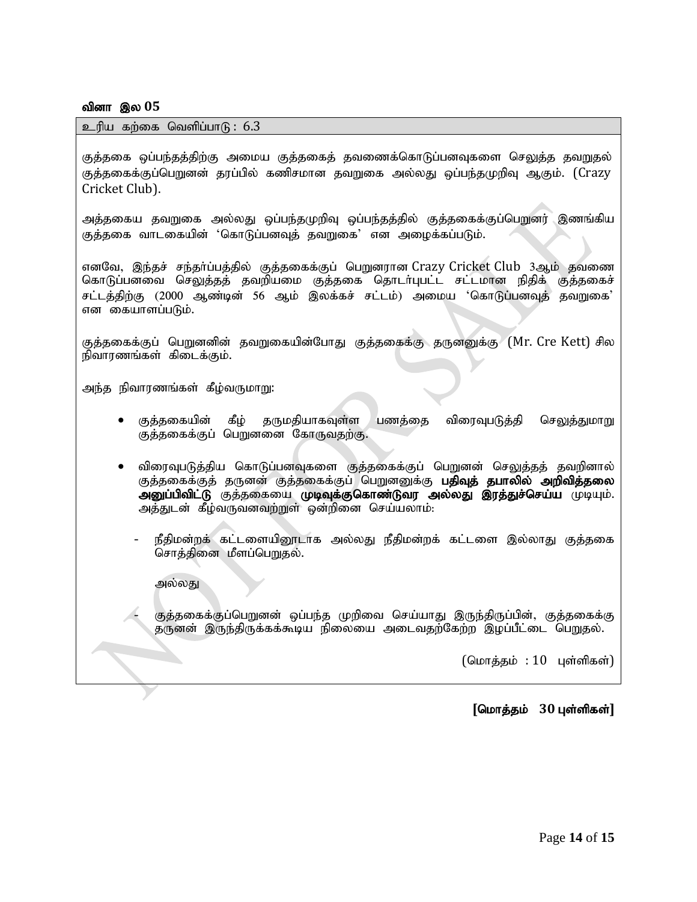**வினா இல 05**

உரிய கற்கை வெளிப்பாடு : 6.3

குத்தகை ஒப்பந்தத்திற்கு அமைய குத்தகைத் தவணைக்கொடுப்பனவுகளை செலுத்த தவறுதல் குத்தகைக்குப்பெறுனன் தரப்பில் கணிசமான தவறுகை அல்லது ஒப்பந்தமுறிவு ஆகும். (Crazy Cricket Club).

அத்தகைய தவறுகை அல்லது ஒப்பந்தமுறிவு ஒப்பந்தத்தில் குத்தகைக்குப்பெறுனர் இணங்கிய குத்தகை வாடகையின் 'கொடுப்பனவுத் தவறுகை' என அழைக்கப்படும்.

எனவே, இந்தச் சந்தர்ப்பத்தில் குத்தகைக்குப் பெறுனரான Crazy Cricket Club 3ஆம் தவணை கொடுப்பனவை செலுத்தத் தவறியமை குத்தகை தொடர்புபட்ட சட்டமான நிதிக் குத்தகைச் சட்டத்திற்கு (2000 ஆண்டின் 56 ஆம் இலக்கச் சட்டம்) அமைய 'கொடுப்பனவுத் தவறுகை' என கையாளப்படும்.

குத்தகைக்குப் பெறுனனின் தவறுகையின்போது குத்தகைக்கு தருனனுக்கு (Mr. Cre Kett) சில நிவாரணங்கள் கிடைக்கும்.

அந்த நிவாரணங்கள் கீழ்வருமாறு:

- குத்தகையின் கீழ் தருமதியாகவுள்ள பணத்தை விரைவுபடுத்தி செலுத்துமாறு குத்தகைக்குப் பெறுனனை கோருவதற்கு.

- விரைவுபடுத்திய கொடுப்பனவுகளை குத்தகைக்குப் பெறுனன் செலுத்தத் தவறினால் குத்தகைக்குத் தருனன் குத்தகைக்குப் பெறுனனுக்கு **பதிவுத் தபாலில் அறிவித்தலை அனுப்பிவிட்டு** குத்தகையை **முடிவுக்குகொண்டுவர அல்லது இரத்துச்செய்ய** முடியும். அத்துடன் கீழ்வருவனவற்றுள் ஒன்றினை செய்யலாம்:

  - நீதிமன்றக் கட்டளையினூடாக அல்லது நீதிமன்றக் கட்டளை இல்லாது குத்தகை சொத்தினை மீளப்பெறுதல்.

    அல்லது

  - குத்தகைக்குப்பெறுனன் ஒப்பந்த முறிவை செய்யாது இருந்திருப்பின், குத்தகைக்கு தருனன் இருந்திருக்கக்கூடிய நிலையை அடைவதற்கேற்ற இழப்பீட்டை பெறுதல்.

(மொத்தம் : 10 புள்ளிகள்)

**[மொத்தம் 30 புள்ளிகள்]**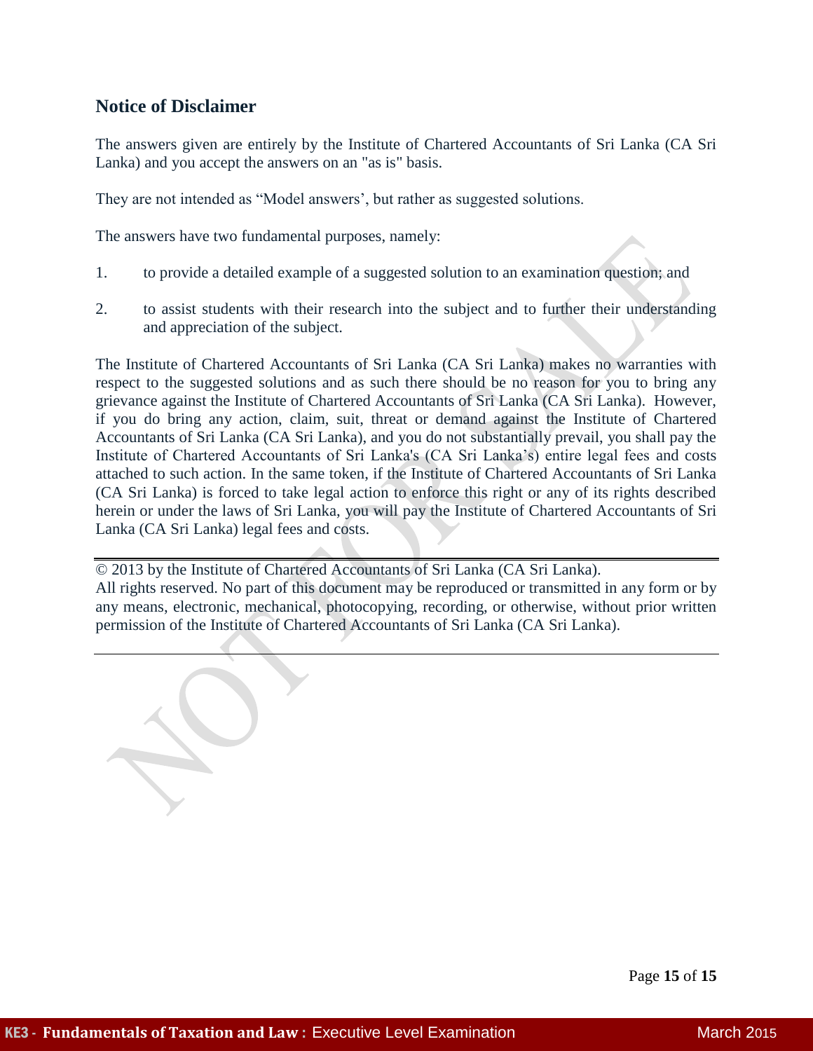## Notice of Disclaimer

The answers given are entirely by the Institute of Chartered Accountants of Sri Lanka (CA Sri Lanka) and you accept the answers on an "as is" basis.

They are not intended as "Model answers', but rather as suggested solutions.

The answers have two fundamental purposes, namely:

1. to provide a detailed example of a suggested solution to an examination question; and

2. to assist students with their research into the subject and to further their understanding and appreciation of the subject.

The Institute of Chartered Accountants of Sri Lanka (CA Sri Lanka) makes no warranties with respect to the suggested solutions and as such there should be no reason for you to bring any grievance against the Institute of Chartered Accountants of Sri Lanka (CA Sri Lanka). However, if you do bring any action, claim, suit, threat or demand against the Institute of Chartered Accountants of Sri Lanka (CA Sri Lanka), and you do not substantially prevail, you shall pay the Institute of Chartered Accountants of Sri Lanka's (CA Sri Lanka's) entire legal fees and costs attached to such action. In the same token, if the Institute of Chartered Accountants of Sri Lanka (CA Sri Lanka) is forced to take legal action to enforce this right or any of its rights described herein or under the laws of Sri Lanka, you will pay the Institute of Chartered Accountants of Sri Lanka (CA Sri Lanka) legal fees and costs.

---

© 2013 by the Institute of Chartered Accountants of Sri Lanka (CA Sri Lanka).
All rights reserved. No part of this document may be reproduced or transmitted in any form or by any means, electronic, mechanical, photocopying, recording, or otherwise, without prior written permission of the Institute of Chartered Accountants of Sri Lanka (CA Sri Lanka).

---